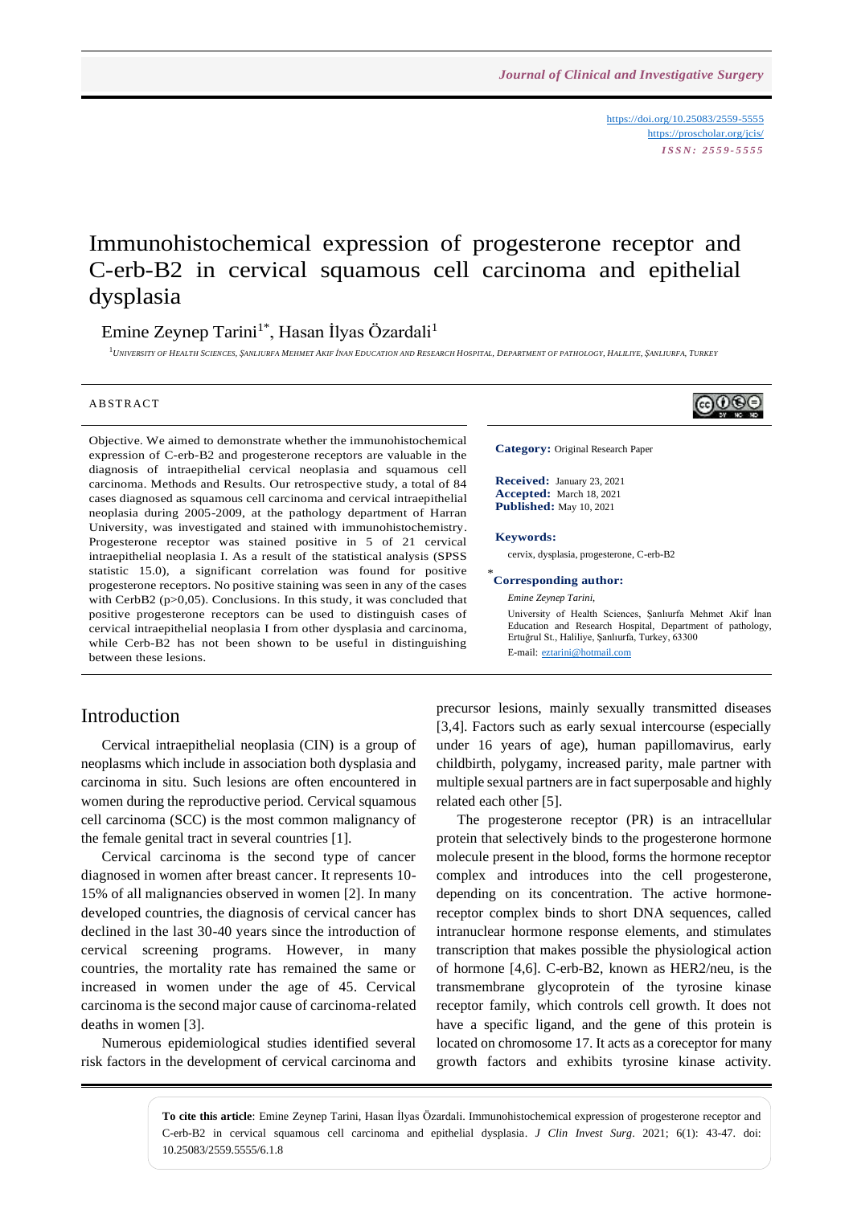https://doi.org/10.25083/2559-5555
https://proscholar.org/jcis/
*ISSN: 2559-5555*

# Immunohistochemical expression of progesterone receptor and C-erb-B2 in cervical squamous cell carcinoma and epithelial dysplasia

Emine Zeynep Tarini[1*], Hasan İlyas Özardali[1]

[1] *University of Health Sciences, Şanliurfa Mehmet Akif İnan Education and Research Hospital, Department of pathology, Haliliye, Şanliurfa, Turkey*

## ABSTRACT

Objective. We aimed to demonstrate whether the immunohistochemical expression of C-erb-B2 and progesterone receptors are valuable in the diagnosis of intraepithelial cervical neoplasia and squamous cell carcinoma. Methods and Results. Our retrospective study, a total of 84 cases diagnosed as squamous cell carcinoma and cervical intraepithelial neoplasia during 2005-2009, at the pathology department of Harran University, was investigated and stained with immunohistochemistry. Progesterone receptor was stained positive in 5 of 21 cervical intraepithelial neoplasia I. As a result of the statistical analysis (SPSS statistic 15.0), a significant correlation was found for positive progesterone receptors. No positive staining was seen in any of the cases with CerbB2 ($p>0,05$). Conclusions. In this study, it was concluded that positive progesterone receptors can be used to distinguish cases of cervical intraepithelial neoplasia I from other dysplasia and carcinoma, while Cerb-B2 has not been shown to be useful in distinguishing between these lesions.

**Category:** Original Research Paper

**Received:** January 23, 2021
**Accepted:** March 18, 2021
**Published:** May 10, 2021

**Keywords:**

cervix, dysplasia, progesterone, C-erb-B2

**\*Corresponding author:**

*Emine Zeynep Tarini,*

University of Health Sciences, Şanlıurfa Mehmet Akif İnan Education and Research Hospital, Department of pathology, Ertuğrul St., Haliliye, Şanlıurfa, Turkey, 63300

E-mail: eztarini@hotmail.com

## Introduction

Cervical intraepithelial neoplasia (CIN) is a group of neoplasms which include in association both dysplasia and carcinoma in situ. Such lesions are often encountered in women during the reproductive period. Cervical squamous cell carcinoma (SCC) is the most common malignancy of the female genital tract in several countries [1].

Cervical carcinoma is the second type of cancer diagnosed in women after breast cancer. It represents 10-15% of all malignancies observed in women [2]. In many developed countries, the diagnosis of cervical cancer has declined in the last 30-40 years since the introduction of cervical screening programs. However, in many countries, the mortality rate has remained the same or increased in women under the age of 45. Cervical carcinoma is the second major cause of carcinoma-related deaths in women [3].

Numerous epidemiological studies identified several risk factors in the development of cervical carcinoma and precursor lesions, mainly sexually transmitted diseases [3,4]. Factors such as early sexual intercourse (especially under 16 years of age), human papillomavirus, early childbirth, polygamy, increased parity, male partner with multiple sexual partners are in fact superposable and highly related each other [5].

The progesterone receptor (PR) is an intracellular protein that selectively binds to the progesterone hormone molecule present in the blood, forms the hormone receptor complex and introduces into the cell progesterone, depending on its concentration. The active hormone-receptor complex binds to short DNA sequences, called intranuclear hormone response elements, and stimulates transcription that makes possible the physiological action of hormone [4,6]. C-erb-B2, known as HER2/neu, is the transmembrane glycoprotein of the tyrosine kinase receptor family, which controls cell growth. It does not have a specific ligand, and the gene of this protein is located on chromosome 17. It acts as a coreceptor for many growth factors and exhibits tyrosine kinase activity.

**To cite this article**: Emine Zeynep Tarini, Hasan İlyas Özardali. Immunohistochemical expression of progesterone receptor and C-erb-B2 in cervical squamous cell carcinoma and epithelial dysplasia. *J Clin Invest Surg*. 2021; 6(1): 43-47. doi: 10.25083/2559.5555/6.1.8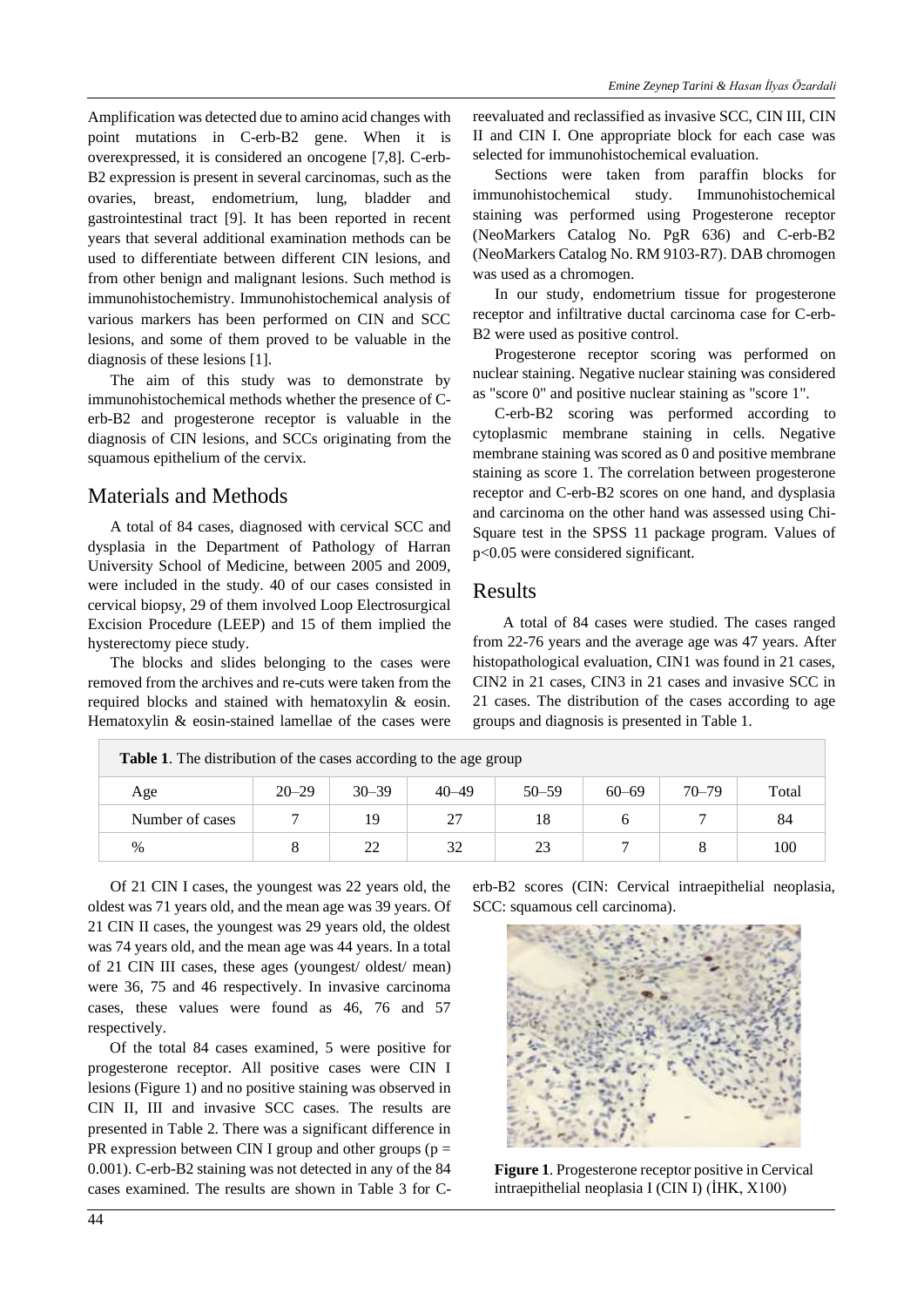Amplification was detected due to amino acid changes with point mutations in C-erb-B2 gene. When it is overexpressed, it is considered an oncogene [7,8]. C-erb-B2 expression is present in several carcinomas, such as the ovaries, breast, endometrium, lung, bladder and gastrointestinal tract [9]. It has been reported in recent years that several additional examination methods can be used to differentiate between different CIN lesions, and from other benign and malignant lesions. Such method is immunohistochemistry. Immunohistochemical analysis of various markers has been performed on CIN and SCC lesions, and some of them proved to be valuable in the diagnosis of these lesions [1].

The aim of this study was to demonstrate by immunohistochemical methods whether the presence of C-erb-B2 and progesterone receptor is valuable in the diagnosis of CIN lesions, and SCCs originating from the squamous epithelium of the cervix.

## Materials and Methods

A total of 84 cases, diagnosed with cervical SCC and dysplasia in the Department of Pathology of Harran University School of Medicine, between 2005 and 2009, were included in the study. 40 of our cases consisted in cervical biopsy, 29 of them involved Loop Electrosurgical Excision Procedure (LEEP) and 15 of them implied the hysterectomy piece study.

The blocks and slides belonging to the cases were removed from the archives and re-cuts were taken from the required blocks and stained with hematoxylin & eosin. Hematoxylin & eosin-stained lamellae of the cases were reevaluated and reclassified as invasive SCC, CIN III, CIN II and CIN I. One appropriate block for each case was selected for immunohistochemical evaluation.

Sections were taken from paraffin blocks for immunohistochemical study. Immunohistochemical staining was performed using Progesterone receptor (NeoMarkers Catalog No. PgR 636) and C-erb-B2 (NeoMarkers Catalog No. RM 9103-R7). DAB chromogen was used as a chromogen.

In our study, endometrium tissue for progesterone receptor and infiltrative ductal carcinoma case for C-erb-B2 were used as positive control.

Progesterone receptor scoring was performed on nuclear staining. Negative nuclear staining was considered as "score 0" and positive nuclear staining as "score 1".

C-erb-B2 scoring was performed according to cytoplasmic membrane staining in cells. Negative membrane staining was scored as 0 and positive membrane staining as score 1. The correlation between progesterone receptor and C-erb-B2 scores on one hand, and dysplasia and carcinoma on the other hand was assessed using Chi-Square test in the SPSS 11 package program. Values of $p<0.05$ were considered significant.

## Results

A total of 84 cases were studied. The cases ranged from 22-76 years and the average age was 47 years. After histopathological evaluation, CIN1 was found in 21 cases, CIN2 in 21 cases, CIN3 in 21 cases and invasive SCC in 21 cases. The distribution of the cases according to age groups and diagnosis is presented in Table 1.

**Table 1**. The distribution of the cases according to the age group

| Age | 20–29 | 30–39 | 40–49 | 50–59 | 60–69 | 70–79 | Total |
|---|---|---|---|---|---|---|---|
| Number of cases | 7 | 19 | 27 | 18 | 6 | 7 | 84 |
| % | 8 | 22 | 32 | 23 | 7 | 8 | 100 |

Of 21 CIN I cases, the youngest was 22 years old, the oldest was 71 years old, and the mean age was 39 years. Of 21 CIN II cases, the youngest was 29 years old, the oldest was 74 years old, and the mean age was 44 years. In a total of 21 CIN III cases, these ages (youngest/ oldest/ mean) were 36, 75 and 46 respectively. In invasive carcinoma cases, these values were found as 46, 76 and 57 respectively.

Of the total 84 cases examined, 5 were positive for progesterone receptor. All positive cases were CIN I lesions (Figure 1) and no positive staining was observed in CIN II, III and invasive SCC cases. The results are presented in Table 2. There was a significant difference in PR expression between CIN I group and other groups ($p = 0.001$). C-erb-B2 staining was not detected in any of the 84 cases examined. The results are shown in Table 3 for C-erb-B2 scores (CIN: Cervical intraepithelial neoplasia, SCC: squamous cell carcinoma).

**Figure 1**. Progesterone receptor positive in Cervical intraepithelial neoplasia I (CIN I) (İHK, X100)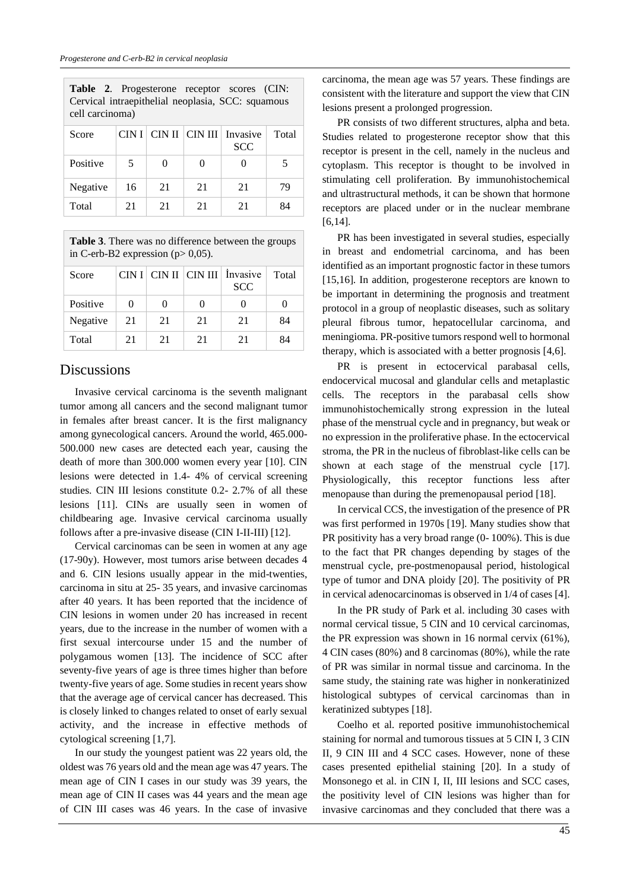**Table 2**. Progesterone receptor scores (CIN: Cervical intraepithelial neoplasia, SCC: squamous cell carcinoma)

| Score | CIN I | CIN II | CIN III | Invasive SCC | Total |
|---|---|---|---|---|---|
| Positive | 5 | 0 | 0 | 0 | 5 |
| Negative | 16 | 21 | 21 | 21 | 79 |
| Total | 21 | 21 | 21 | 21 | 84 |

**Table 3**. There was no difference between the groups in C-erb-B2 expression (p> 0,05).

| Score | CIN I | CIN II | CIN III | İnvasive SCC | Total |
|---|---|---|---|---|---|
| Positive | 0 | 0 | 0 | 0 | 0 |
| Negative | 21 | 21 | 21 | 21 | 84 |
| Total | 21 | 21 | 21 | 21 | 84 |

## Discussions

Invasive cervical carcinoma is the seventh malignant tumor among all cancers and the second malignant tumor in females after breast cancer. It is the first malignancy among gynecological cancers. Around the world, 465.000-500.000 new cases are detected each year, causing the death of more than 300.000 women every year [10]. CIN lesions were detected in 1.4- 4% of cervical screening studies. CIN III lesions constitute 0.2- 2.7% of all these lesions [11]. CINs are usually seen in women of childbearing age. Invasive cervical carcinoma usually follows after a pre-invasive disease (CIN I-II-III) [12].

Cervical carcinomas can be seen in women at any age (17-90y). However, most tumors arise between decades 4 and 6. CIN lesions usually appear in the mid-twenties, carcinoma in situ at 25- 35 years, and invasive carcinomas after 40 years. It has been reported that the incidence of CIN lesions in women under 20 has increased in recent years, due to the increase in the number of women with a first sexual intercourse under 15 and the number of polygamous women [13]. The incidence of SCC after seventy-five years of age is three times higher than before twenty-five years of age. Some studies in recent years show that the average age of cervical cancer has decreased. This is closely linked to changes related to onset of early sexual activity, and the increase in effective methods of cytological screening [1,7].

In our study the youngest patient was 22 years old, the oldest was 76 years old and the mean age was 47 years. The mean age of CIN I cases in our study was 39 years, the mean age of CIN II cases was 44 years and the mean age of CIN III cases was 46 years. In the case of invasive carcinoma, the mean age was 57 years. These findings are consistent with the literature and support the view that CIN lesions present a prolonged progression.

PR consists of two different structures, alpha and beta. Studies related to progesterone receptor show that this receptor is present in the cell, namely in the nucleus and cytoplasm. This receptor is thought to be involved in stimulating cell proliferation. By immunohistochemical and ultrastructural methods, it can be shown that hormone receptors are placed under or in the nuclear membrane [6,14].

PR has been investigated in several studies, especially in breast and endometrial carcinoma, and has been identified as an important prognostic factor in these tumors [15,16]. In addition, progesterone receptors are known to be important in determining the prognosis and treatment protocol in a group of neoplastic diseases, such as solitary pleural fibrous tumor, hepatocellular carcinoma, and meningioma. PR-positive tumors respond well to hormonal therapy, which is associated with a better prognosis [4,6].

PR is present in ectocervical parabasal cells, endocervical mucosal and glandular cells and metaplastic cells. The receptors in the parabasal cells show immunohistochemically strong expression in the luteal phase of the menstrual cycle and in pregnancy, but weak or no expression in the proliferative phase. In the ectocervical stroma, the PR in the nucleus of fibroblast-like cells can be shown at each stage of the menstrual cycle [17]. Physiologically, this receptor functions less after menopause than during the premenopausal period [18].

In cervical CCS, the investigation of the presence of PR was first performed in 1970s [19]. Many studies show that PR positivity has a very broad range (0- 100%). This is due to the fact that PR changes depending by stages of the menstrual cycle, pre-postmenopausal period, histological type of tumor and DNA ploidy [20]. The positivity of PR in cervical adenocarcinomas is observed in 1/4 of cases [4].

In the PR study of Park et al. including 30 cases with normal cervical tissue, 5 CIN and 10 cervical carcinomas, the PR expression was shown in 16 normal cervix (61%), 4 CIN cases (80%) and 8 carcinomas (80%), while the rate of PR was similar in normal tissue and carcinoma. In the same study, the staining rate was higher in nonkeratinized histological subtypes of cervical carcinomas than in keratinized subtypes [18].

Coelho et al. reported positive immunohistochemical staining for normal and tumorous tissues at 5 CIN I, 3 CIN II, 9 CIN III and 4 SCC cases. However, none of these cases presented epithelial staining [20]. In a study of Monsonego et al. in CIN I, II, III lesions and SCC cases, the positivity level of CIN lesions was higher than for invasive carcinomas and they concluded that there was a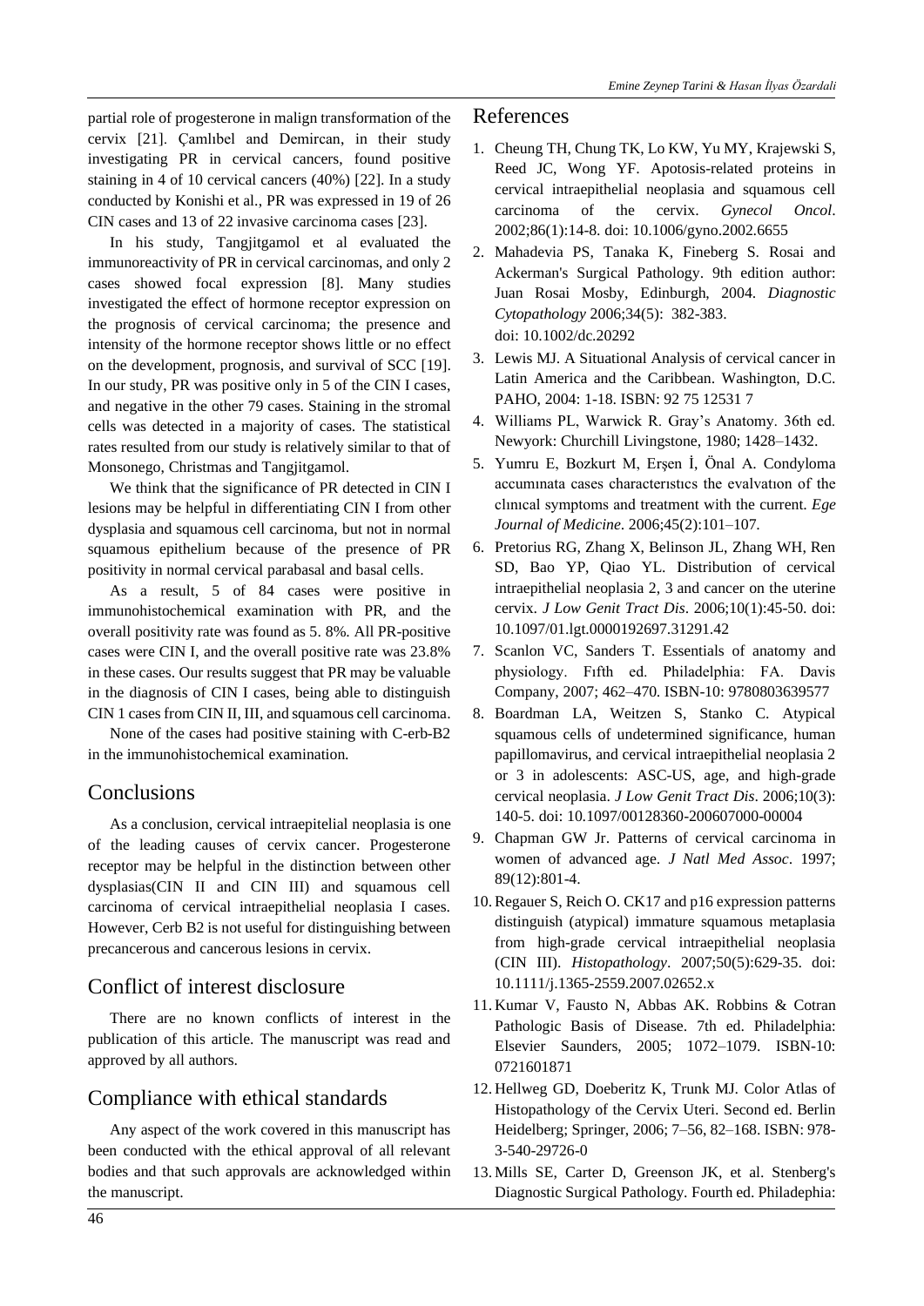partial role of progesterone in malign transformation of the cervix [21]. Çamlıbel and Demircan, in their study investigating PR in cervical cancers, found positive staining in 4 of 10 cervical cancers (40%) [22]. In a study conducted by Konishi et al., PR was expressed in 19 of 26 CIN cases and 13 of 22 invasive carcinoma cases [23].

In his study, Tangjitgamol et al evaluated the immunoreactivity of PR in cervical carcinomas, and only 2 cases showed focal expression [8]. Many studies investigated the effect of hormone receptor expression on the prognosis of cervical carcinoma; the presence and intensity of the hormone receptor shows little or no effect on the development, prognosis, and survival of SCC [19]. In our study, PR was positive only in 5 of the CIN I cases, and negative in the other 79 cases. Staining in the stromal cells was detected in a majority of cases. The statistical rates resulted from our study is relatively similar to that of Monsonego, Christmas and Tangjitgamol.

We think that the significance of PR detected in CIN I lesions may be helpful in differentiating CIN I from other dysplasia and squamous cell carcinoma, but not in normal squamous epithelium because of the presence of PR positivity in normal cervical parabasal and basal cells.

As a result, 5 of 84 cases were positive in immunohistochemical examination with PR, and the overall positivity rate was found as 5. 8%. All PR-positive cases were CIN I, and the overall positive rate was 23.8% in these cases. Our results suggest that PR may be valuable in the diagnosis of CIN I cases, being able to distinguish CIN 1 cases from CIN II, III, and squamous cell carcinoma.

None of the cases had positive staining with C-erb-B2 in the immunohistochemical examination.

## Conclusions

As a conclusion, cervical intraepitelial neoplasia is one of the leading causes of cervix cancer. Progesterone receptor may be helpful in the distinction between other dysplasias(CIN II and CIN III) and squamous cell carcinoma of cervical intraepithelial neoplasia I cases. However, Cerb B2 is not useful for distinguishing between precancerous and cancerous lesions in cervix.

## Conflict of interest disclosure

There are no known conflicts of interest in the publication of this article. The manuscript was read and approved by all authors.

## Compliance with ethical standards

Any aspect of the work covered in this manuscript has been conducted with the ethical approval of all relevant bodies and that such approvals are acknowledged within the manuscript.

## References

1. Cheung TH, Chung TK, Lo KW, Yu MY, Krajewski S, Reed JC, Wong YF. Apotosis-related proteins in cervical intraepithelial neoplasia and squamous cell carcinoma of the cervix. *Gynecol Oncol*. 2002;86(1):14-8. doi: 10.1006/gyno.2002.6655
2. Mahadevia PS, Tanaka K, Fineberg S. Rosai and Ackerman's Surgical Pathology. 9th edition author: Juan Rosai Mosby, Edinburgh, 2004. *Diagnostic Cytopathology* 2006;34(5): 382-383. doi: 10.1002/dc.20292
3. Lewis MJ. A Situational Analysis of cervical cancer in Latin America and the Caribbean. Washington, D.C. PAHO, 2004: 1-18. ISBN: 92 75 12531 7
4. Williams PL, Warwick R. Gray's Anatomy. 36th ed. Newyork: Churchill Livingstone, 1980; 1428–1432.
5. Yumru E, Bozkurt M, Erşen İ, Önal A. Condyloma accumınata cases characterıstıcs the evalvatıon of the clınıcal symptoms and treatment with the current. *Ege Journal of Medicine*. 2006;45(2):101–107.
6. Pretorius RG, Zhang X, Belinson JL, Zhang WH, Ren SD, Bao YP, Qiao YL. Distribution of cervical intraepithelial neoplasia 2, 3 and cancer on the uterine cervix. *J Low Genit Tract Dis*. 2006;10(1):45-50. doi: 10.1097/01.lgt.0000192697.31291.42
7. Scanlon VC, Sanders T. Essentials of anatomy and physiology. Fıfth ed. Philadelphia: FA. Davis Company, 2007; 462–470. ISBN-10: 9780803639577
8. Boardman LA, Weitzen S, Stanko C. Atypical squamous cells of undetermined significance, human papillomavirus, and cervical intraepithelial neoplasia 2 or 3 in adolescents: ASC-US, age, and high-grade cervical neoplasia. *J Low Genit Tract Dis*. 2006;10(3): 140-5. doi: 10.1097/00128360-200607000-00004
9. Chapman GW Jr. Patterns of cervical carcinoma in women of advanced age. *J Natl Med Assoc*. 1997; 89(12):801-4.
10. Regauer S, Reich O. CK17 and p16 expression patterns distinguish (atypical) immature squamous metaplasia from high-grade cervical intraepithelial neoplasia (CIN III). *Histopathology*. 2007;50(5):629-35. doi: 10.1111/j.1365-2559.2007.02652.x
11. Kumar V, Fausto N, Abbas AK. Robbins & Cotran Pathologic Basis of Disease. 7th ed. Philadelphia: Elsevier Saunders, 2005; 1072–1079. ISBN-10: 0721601871
12. Hellweg GD, Doeberitz K, Trunk MJ. Color Atlas of Histopathology of the Cervix Uteri. Second ed. Berlin Heidelberg; Springer, 2006; 7–56, 82–168. ISBN: 978-3-540-29726-0
13. Mills SE, Carter D, Greenson JK, et al. Stenberg's Diagnostic Surgical Pathology. Fourth ed. Philadephia: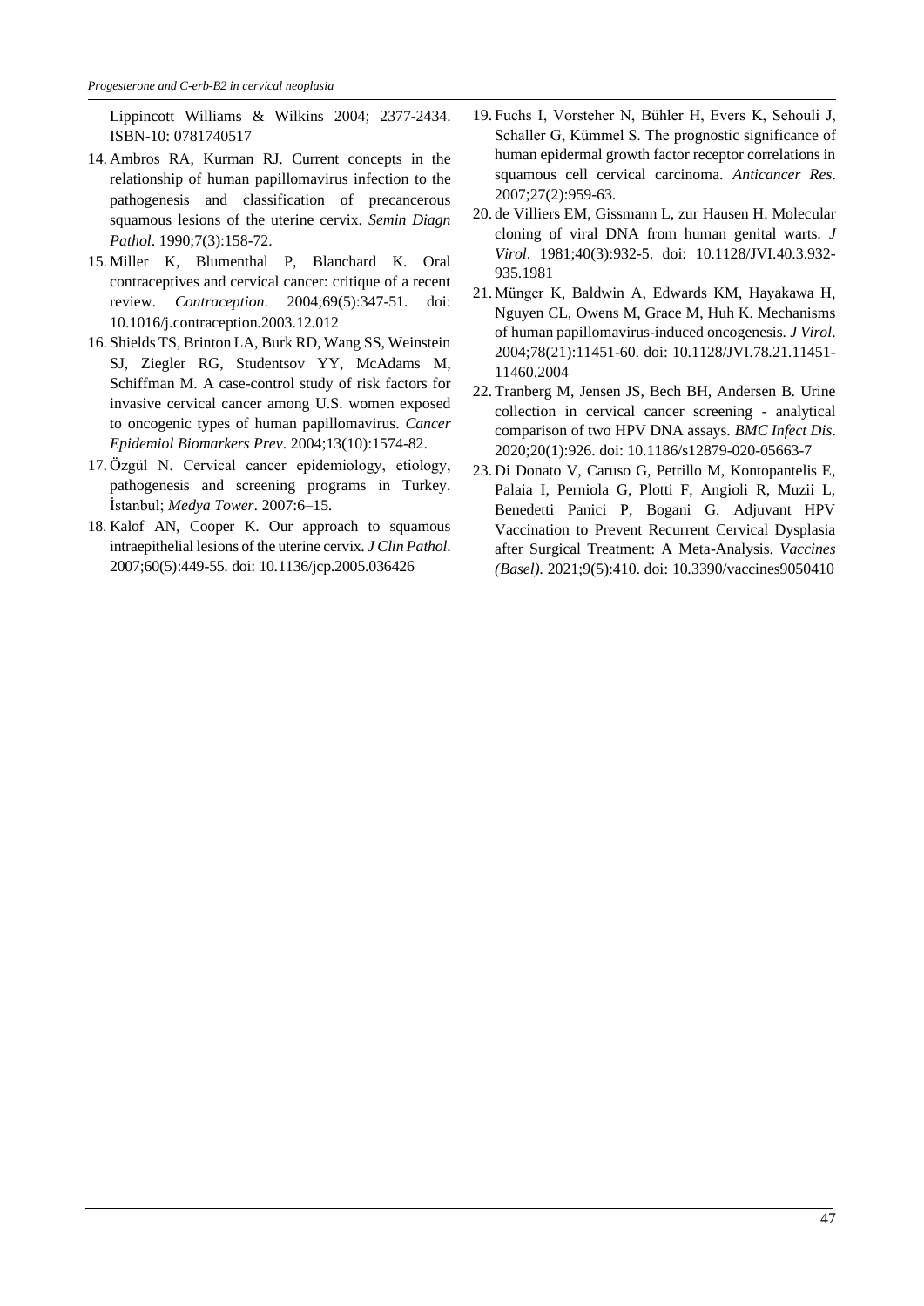Lippincott Williams & Wilkins 2004; 2377-2434. ISBN-10: 0781740517

14. Ambros RA, Kurman RJ. Current concepts in the relationship of human papillomavirus infection to the pathogenesis and classification of precancerous squamous lesions of the uterine cervix. *Semin Diagn Pathol*. 1990;7(3):158-72.
15. Miller K, Blumenthal P, Blanchard K. Oral contraceptives and cervical cancer: critique of a recent review. *Contraception*. 2004;69(5):347-51. doi: 10.1016/j.contraception.2003.12.012
16. Shields TS, Brinton LA, Burk RD, Wang SS, Weinstein SJ, Ziegler RG, Studentsov YY, McAdams M, Schiffman M. A case-control study of risk factors for invasive cervical cancer among U.S. women exposed to oncogenic types of human papillomavirus. *Cancer Epidemiol Biomarkers Prev*. 2004;13(10):1574-82.
17. Özgül N. Cervical cancer epidemiology, etiology, pathogenesis and screening programs in Turkey. İstanbul; *Medya Tower*. 2007:6–15.
18. Kalof AN, Cooper K. Our approach to squamous intraepithelial lesions of the uterine cervix. *J Clin Pathol*. 2007;60(5):449-55. doi: 10.1136/jcp.2005.036426
19. Fuchs I, Vorsteher N, Bühler H, Evers K, Sehouli J, Schaller G, Kümmel S. The prognostic significance of human epidermal growth factor receptor correlations in squamous cell cervical carcinoma. *Anticancer Res*. 2007;27(2):959-63.
20. de Villiers EM, Gissmann L, zur Hausen H. Molecular cloning of viral DNA from human genital warts. *J Virol*. 1981;40(3):932-5. doi: 10.1128/JVI.40.3.932-935.1981
21. Münger K, Baldwin A, Edwards KM, Hayakawa H, Nguyen CL, Owens M, Grace M, Huh K. Mechanisms of human papillomavirus-induced oncogenesis. *J Virol*. 2004;78(21):11451-60. doi: 10.1128/JVI.78.21.11451-11460.2004
22. Tranberg M, Jensen JS, Bech BH, Andersen B. Urine collection in cervical cancer screening - analytical comparison of two HPV DNA assays. *BMC Infect Dis*. 2020;20(1):926. doi: 10.1186/s12879-020-05663-7
23. Di Donato V, Caruso G, Petrillo M, Kontopantelis E, Palaia I, Perniola G, Plotti F, Angioli R, Muzii L, Benedetti Panici P, Bogani G. Adjuvant HPV Vaccination to Prevent Recurrent Cervical Dysplasia after Surgical Treatment: A Meta-Analysis. *Vaccines (Basel)*. 2021;9(5):410. doi: 10.3390/vaccines9050410